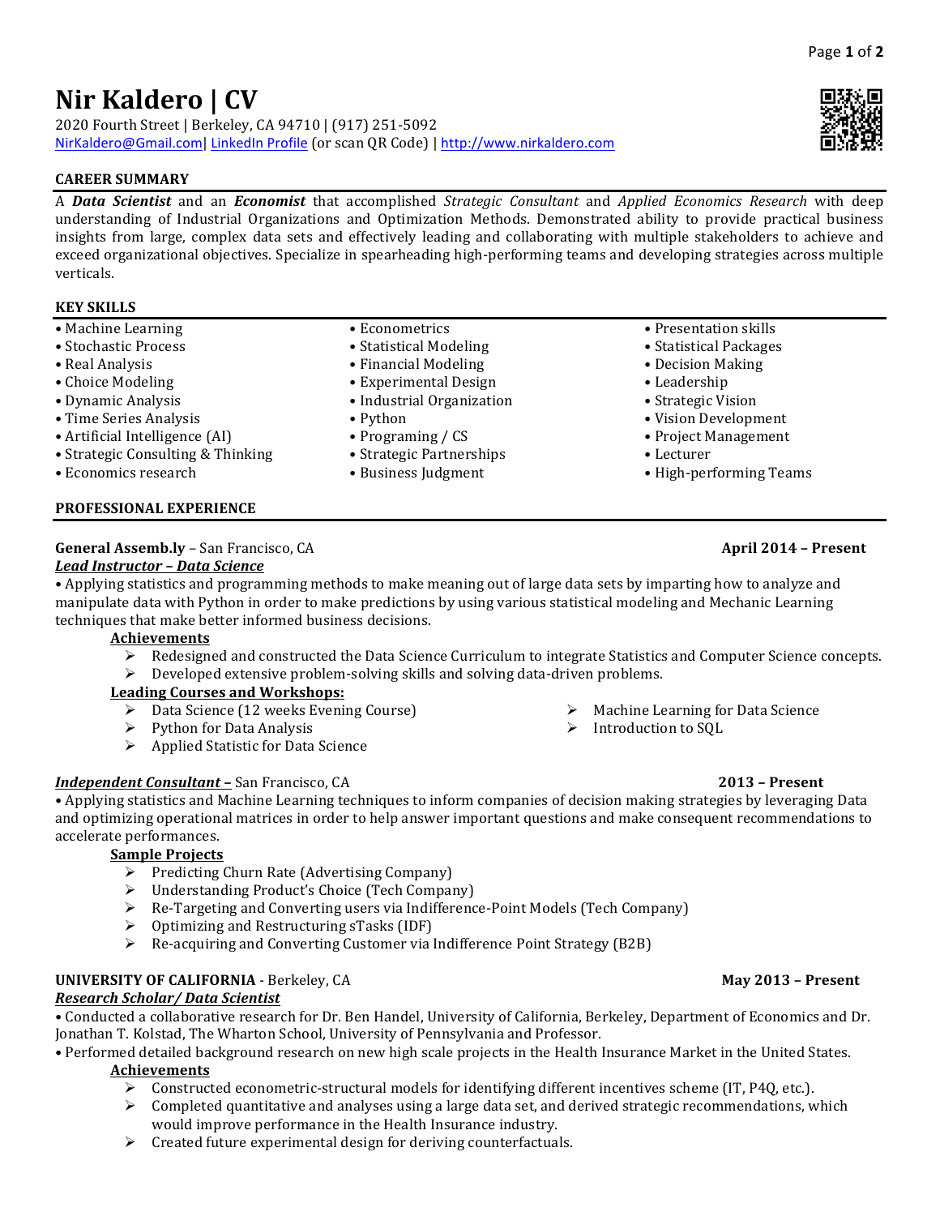# Nir Kaldero | CV

2020 Fourth Street | Berkeley, CA 94710 | (917) 251-5092
NirKaldero@Gmail.com| LinkedIn Profile (or scan QR Code) | http://www.nirkaldero.com

## CAREER SUMMARY

A ***Data Scientist*** and an ***Economist*** that accomplished *Strategic Consultant* and *Applied Economics Research* with deep understanding of Industrial Organizations and Optimization Methods. Demonstrated ability to provide practical business insights from large, complex data sets and effectively leading and collaborating with multiple stakeholders to achieve and exceed organizational objectives. Specialize in spearheading high-performing teams and developing strategies across multiple verticals.

## KEY SKILLS

- Machine Learning
- Stochastic Process
- Real Analysis
- Choice Modeling
- Dynamic Analysis
- Time Series Analysis
- Artificial Intelligence (AI)
- Strategic Consulting & Thinking
- Economics research
- Econometrics
- Statistical Modeling
- Financial Modeling
- Experimental Design
- Industrial Organization
- Python
- Programing / CS
- Strategic Partnerships
- Business Judgment
- Presentation skills
- Statistical Packages
- Decision Making
- Leadership
- Strategic Vision
- Vision Development
- Project Management
- Lecturer
- High-performing Teams

## PROFESSIONAL EXPERIENCE

**General Assemb.ly** – San Francisco, CA **April 2014 – Present**
***Lead Instructor – Data Science***

- Applying statistics and programming methods to make meaning out of large data sets by imparting how to analyze and manipulate data with Python in order to make predictions by using various statistical modeling and Mechanic Learning techniques that make better informed business decisions.

**Achievements**

- Redesigned and constructed the Data Science Curriculum to integrate Statistics and Computer Science concepts.
- Developed extensive problem-solving skills and solving data-driven problems.

**Leading Courses and Workshops:**

- Data Science (12 weeks Evening Course)
- Python for Data Analysis
- Applied Statistic for Data Science
- Machine Learning for Data Science
- Introduction to SQL

***Independent Consultant –*** San Francisco, CA **2013 – Present**

- Applying statistics and Machine Learning techniques to inform companies of decision making strategies by leveraging Data and optimizing operational matrices in order to help answer important questions and make consequent recommendations to accelerate performances.

**Sample Projects**

- Predicting Churn Rate (Advertising Company)
- Understanding Product's Choice (Tech Company)
- Re-Targeting and Converting users via Indifference-Point Models (Tech Company)
- Optimizing and Restructuring sTasks (IDF)
- Re-acquiring and Converting Customer via Indifference Point Strategy (B2B)

**UNIVERSITY OF CALIFORNIA** - Berkeley, CA **May 2013 – Present**
***Research Scholar/ Data Scientist***

- Conducted a collaborative research for Dr. Ben Handel, University of California, Berkeley, Department of Economics and Dr. Jonathan T. Kolstad, The Wharton School, University of Pennsylvania and Professor.
- Performed detailed background research on new high scale projects in the Health Insurance Market in the United States.

**Achievements**

- Constructed econometric-structural models for identifying different incentives scheme (IT, P4Q, etc.).
- Completed quantitative and analyses using a large data set, and derived strategic recommendations, which would improve performance in the Health Insurance industry.
- Created future experimental design for deriving counterfactuals.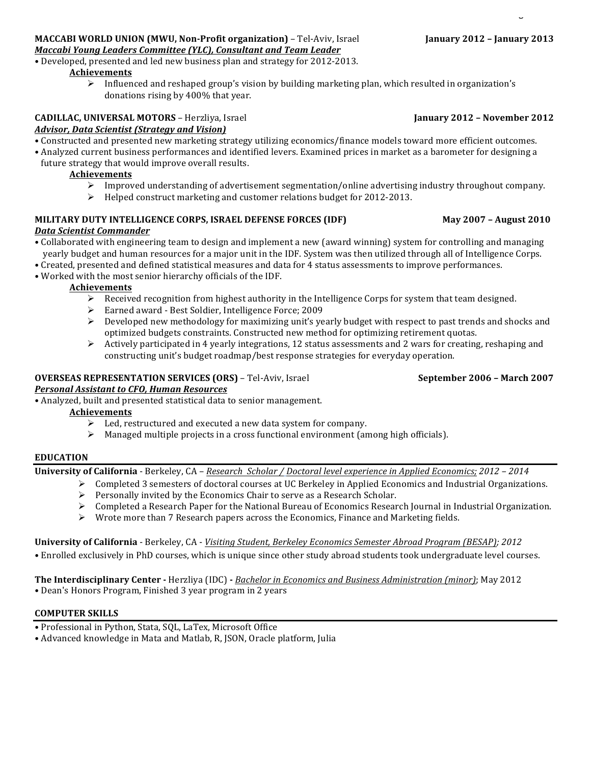**MACCABI WORLD UNION (MWU, Non-Profit organization)** – Tel-Aviv, Israel **January 2012 – January 2013**
***Maccabi Young Leaders Committee (YLC), Consultant and Team Leader***

- Developed, presented and led new business plan and strategy for 2012-2013.

**Achievements**

- Influenced and reshaped group's vision by building marketing plan, which resulted in organization's donations rising by 400% that year.

**CADILLAC, UNIVERSAL MOTORS** – Herzliya, Israel **January 2012 – November 2012**
***Advisor, Data Scientist (Strategy and Vision)***

- Constructed and presented new marketing strategy utilizing economics/finance models toward more efficient outcomes.
- Analyzed current business performances and identified levers. Examined prices in market as a barometer for designing a future strategy that would improve overall results.

**Achievements**

- Improved understanding of advertisement segmentation/online advertising industry throughout company.
- Helped construct marketing and customer relations budget for 2012-2013.

**MILITARY DUTY INTELLIGENCE CORPS, ISRAEL DEFENSE FORCES (IDF)** **May 2007 – August 2010**
***Data Scientist Commander***

- Collaborated with engineering team to design and implement a new (award winning) system for controlling and managing yearly budget and human resources for a major unit in the IDF. System was then utilized through all of Intelligence Corps.
- Created, presented and defined statistical measures and data for 4 status assessments to improve performances.
- Worked with the most senior hierarchy officials of the IDF.

**Achievements**

- Received recognition from highest authority in the Intelligence Corps for system that team designed.
- Earned award - Best Soldier, Intelligence Force; 2009
- Developed new methodology for maximizing unit's yearly budget with respect to past trends and shocks and optimized budgets constraints. Constructed new method for optimizing retirement quotas.
- Actively participated in 4 yearly integrations, 12 status assessments and 2 wars for creating, reshaping and constructing unit's budget roadmap/best response strategies for everyday operation.

**OVERSEAS REPRESENTATION SERVICES (ORS)** – Tel-Aviv, Israel **September 2006 – March 2007**
***Personal Assistant to CFO, Human Resources***

- Analyzed, built and presented statistical data to senior management.

**Achievements**

- Led, restructured and executed a new data system for company.
- Managed multiple projects in a cross functional environment (among high officials).

## EDUCATION

**University of California** - Berkeley, CA – *Research Scholar / Doctoral level experience in Applied Economics; 2012 – 2014*

- Completed 3 semesters of doctoral courses at UC Berkeley in Applied Economics and Industrial Organizations.
- Personally invited by the Economics Chair to serve as a Research Scholar.
- Completed a Research Paper for the National Bureau of Economics Research Journal in Industrial Organization.
- Wrote more than 7 Research papers across the Economics, Finance and Marketing fields.

**University of California** - Berkeley, CA - *Visiting Student, Berkeley Economics Semester Abroad Program (BESAP); 2012*

- Enrolled exclusively in PhD courses, which is unique since other study abroad students took undergraduate level courses.

**The Interdisciplinary Center -** Herzliya (IDC) **-** *Bachelor in Economics and Business Administration (minor)*; May 2012

- Dean's Honors Program, Finished 3 year program in 2 years

## COMPUTER SKILLS

- Professional in Python, Stata, SQL, LaTex, Microsoft Office
- Advanced knowledge in Mata and Matlab, R, JSON, Oracle platform, Julia